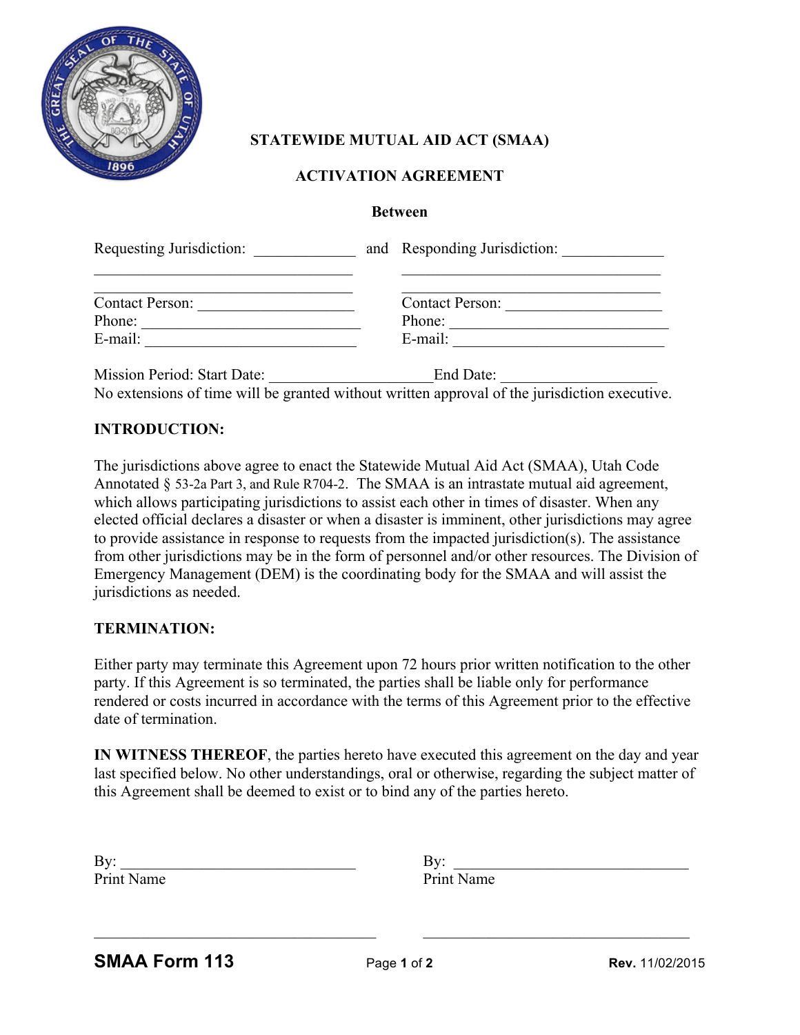# STATEWIDE MUTUAL AID ACT (SMAA)

## ACTIVATION AGREEMENT

**Between**

Requesting Jurisdiction: _____________ and Responding Jurisdiction: _____________

_________________________________ _________________________________

_________________________________ _________________________________

Contact Person: ___________________ Contact Person: ___________________

Phone: ___________________________ Phone: ___________________________

E-mail: ___________________________ E-mail: ___________________________

Mission Period: Start Date: ____________________End Date: ____________________

No extensions of time will be granted without written approval of the jurisdiction executive.

**INTRODUCTION:**

The jurisdictions above agree to enact the Statewide Mutual Aid Act (SMAA), Utah Code Annotated § 53-2a Part 3, and Rule R704-2. The SMAA is an intrastate mutual aid agreement, which allows participating jurisdictions to assist each other in times of disaster. When any elected official declares a disaster or when a disaster is imminent, other jurisdictions may agree to provide assistance in response to requests from the impacted jurisdiction(s). The assistance from other jurisdictions may be in the form of personnel and/or other resources. The Division of Emergency Management (DEM) is the coordinating body for the SMAA and will assist the jurisdictions as needed.

**TERMINATION:**

Either party may terminate this Agreement upon 72 hours prior written notification to the other party. If this Agreement is so terminated, the parties shall be liable only for performance rendered or costs incurred in accordance with the terms of this Agreement prior to the effective date of termination.

**IN WITNESS THEREOF**, the parties hereto have executed this agreement on the day and year last specified below. No other understandings, oral or otherwise, regarding the subject matter of this Agreement shall be deemed to exist or to bind any of the parties hereto.

By: ______________________________ By: ______________________________

Print Name Print Name

_____________________________________ _____________________________________

**SMAA Form 113** **Rev.** 11/02/2015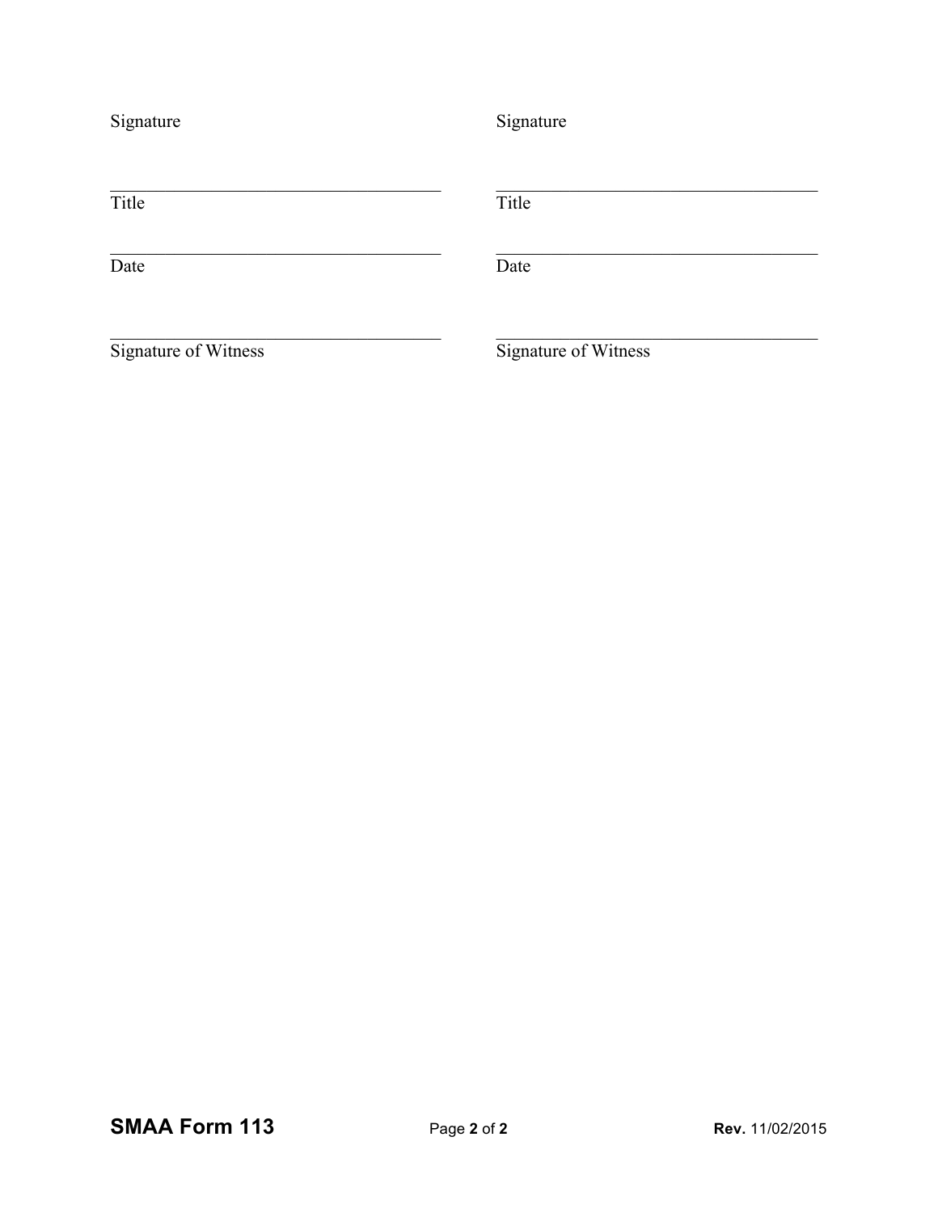| | |
|---|---|
| Signature | Signature |
| \_\_\_\_\_\_\_\_\_\_\_\_\_\_\_\_\_\_\_\_\_\_\_\_\_\_\_\_\_\_\_\_\_\_\_\_\_ | \_\_\_\_\_\_\_\_\_\_\_\_\_\_\_\_\_\_\_\_\_\_\_\_\_\_\_\_\_\_\_\_\_\_\_\_\_ |
| Title | Title |
| \_\_\_\_\_\_\_\_\_\_\_\_\_\_\_\_\_\_\_\_\_\_\_\_\_\_\_\_\_\_\_\_\_\_\_\_\_ | \_\_\_\_\_\_\_\_\_\_\_\_\_\_\_\_\_\_\_\_\_\_\_\_\_\_\_\_\_\_\_\_\_\_\_\_\_ |
| Date | Date |
| \_\_\_\_\_\_\_\_\_\_\_\_\_\_\_\_\_\_\_\_\_\_\_\_\_\_\_\_\_\_\_\_\_\_\_\_\_ | \_\_\_\_\_\_\_\_\_\_\_\_\_\_\_\_\_\_\_\_\_\_\_\_\_\_\_\_\_\_\_\_\_\_\_\_\_ |
| Signature of Witness | Signature of Witness |

**SMAA Form 113**

**Rev.** 11/02/2015